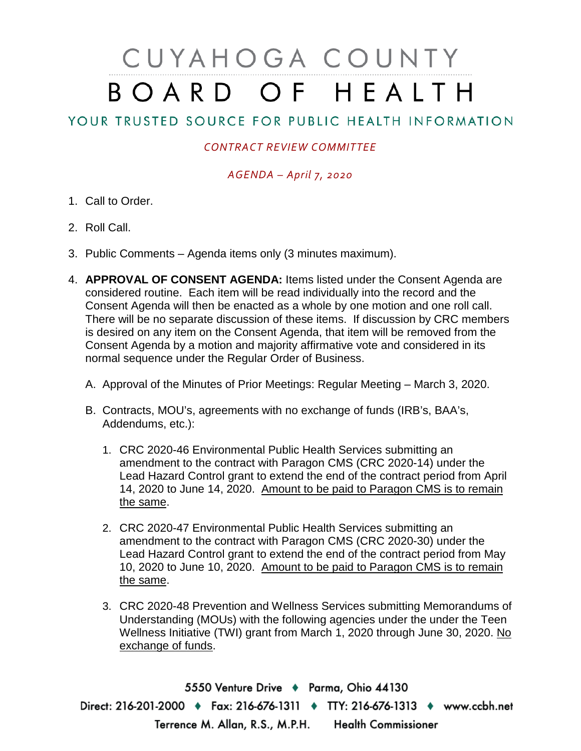# CUYAHOGA COUNTY BOARD OF HEALTH

## YOUR TRUSTED SOURCE FOR PUBLIC HEALTH INFORMATION

*CONTRACT REVIEW COMMITTEE*

*AGENDA – April 7, 2020*

1. Call to Order.

2. Roll Call.

3. Public Comments – Agenda items only (3 minutes maximum).

4. **APPROVAL OF CONSENT AGENDA:** Items listed under the Consent Agenda are considered routine. Each item will be read individually into the record and the Consent Agenda will then be enacted as a whole by one motion and one roll call. There will be no separate discussion of these items. If discussion by CRC members is desired on any item on the Consent Agenda, that item will be removed from the Consent Agenda by a motion and majority affirmative vote and considered in its normal sequence under the Regular Order of Business.

   A. Approval of the Minutes of Prior Meetings: Regular Meeting – March 3, 2020.

   B. Contracts, MOU's, agreements with no exchange of funds (IRB's, BAA's, Addendums, etc.):

      1. CRC 2020-46 Environmental Public Health Services submitting an amendment to the contract with Paragon CMS (CRC 2020-14) under the Lead Hazard Control grant to extend the end of the contract period from April 14, 2020 to June 14, 2020. Amount to be paid to Paragon CMS is to remain the same.

      2. CRC 2020-47 Environmental Public Health Services submitting an amendment to the contract with Paragon CMS (CRC 2020-30) under the Lead Hazard Control grant to extend the end of the contract period from May 10, 2020 to June 10, 2020. Amount to be paid to Paragon CMS is to remain the same.

      3. CRC 2020-48 Prevention and Wellness Services submitting Memorandums of Understanding (MOUs) with the following agencies under the under the Teen Wellness Initiative (TWI) grant from March 1, 2020 through June 30, 2020. No exchange of funds.

5550 Venture Drive ♦ Parma, Ohio 44130

Direct: 216-201-2000 ♦ Fax: 216-676-1311 ♦ TTY: 216-676-1313 ♦ www.ccbh.net

Terrence M. Allan, R.S., M.P.H. Health Commissioner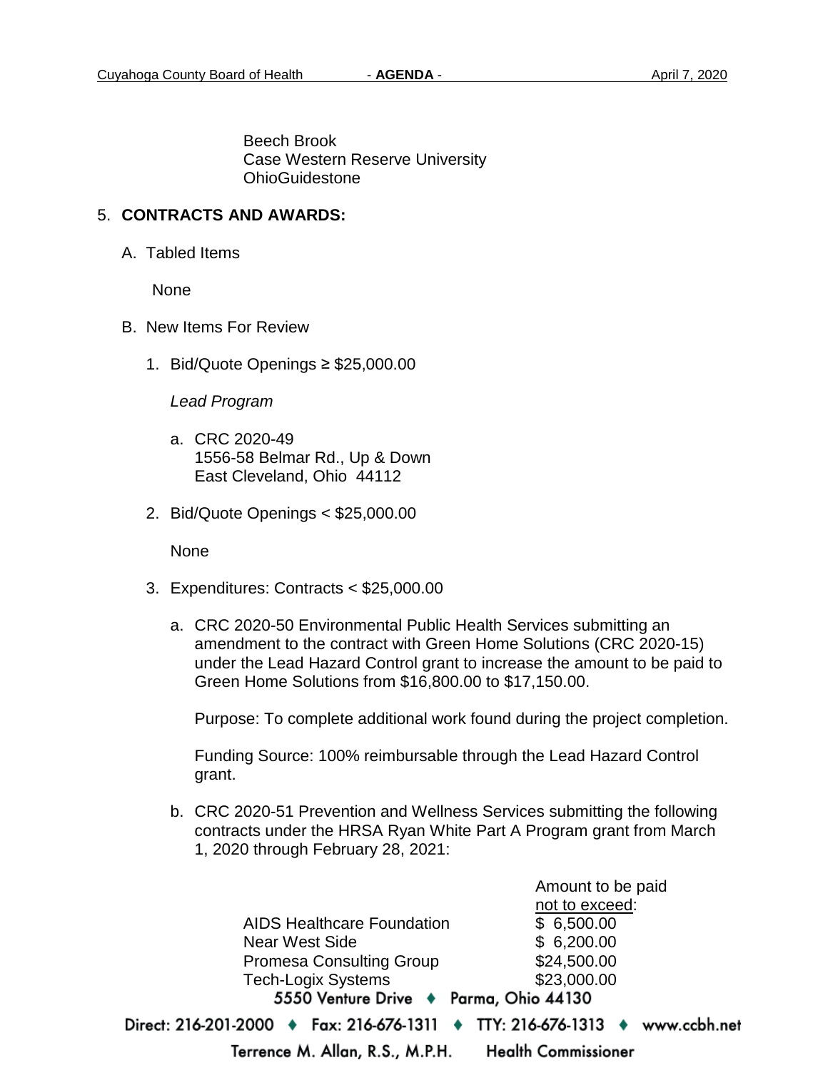Beech Brook
Case Western Reserve University
OhioGuidestone

5. **CONTRACTS AND AWARDS:**

   A. Tabled Items

      None

   B. New Items For Review

      1. Bid/Quote Openings ≥ $25,000.00

         *Lead Program*

         a. CRC 2020-49
            1556-58 Belmar Rd., Up & Down
            East Cleveland, Ohio 44112

      2. Bid/Quote Openings < $25,000.00

         None

      3. Expenditures: Contracts < $25,000.00

         a. CRC 2020-50 Environmental Public Health Services submitting an amendment to the contract with Green Home Solutions (CRC 2020-15) under the Lead Hazard Control grant to increase the amount to be paid to Green Home Solutions from $16,800.00 to $17,150.00.

            Purpose: To complete additional work found during the project completion.

            Funding Source: 100% reimbursable through the Lead Hazard Control grant.

         b. CRC 2020-51 Prevention and Wellness Services submitting the following contracts under the HRSA Ryan White Part A Program grant from March 1, 2020 through February 28, 2021:

| | Amount to be paid not to exceed: |
|---|---|
| AIDS Healthcare Foundation | $ 6,500.00 |
| Near West Side | $ 6,200.00 |
| Promesa Consulting Group | $24,500.00 |
| Tech-Logix Systems | $23,000.00 |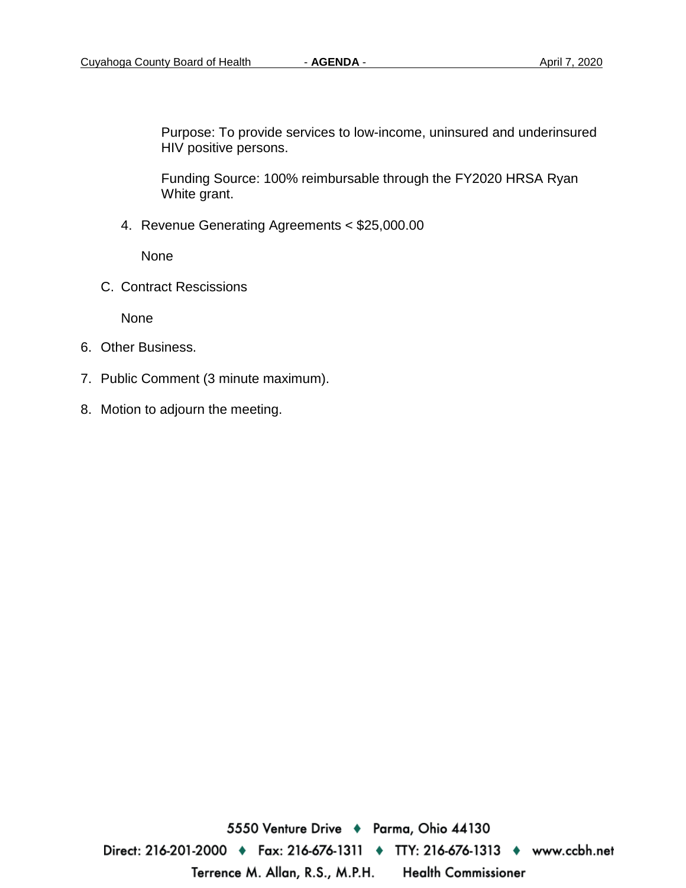Purpose: To provide services to low-income, uninsured and underinsured HIV positive persons.

Funding Source: 100% reimbursable through the FY2020 HRSA Ryan White grant.

4. Revenue Generating Agreements < $25,000.00

   None

C. Contract Rescissions

   None

6. Other Business.
7. Public Comment (3 minute maximum).
8. Motion to adjourn the meeting.